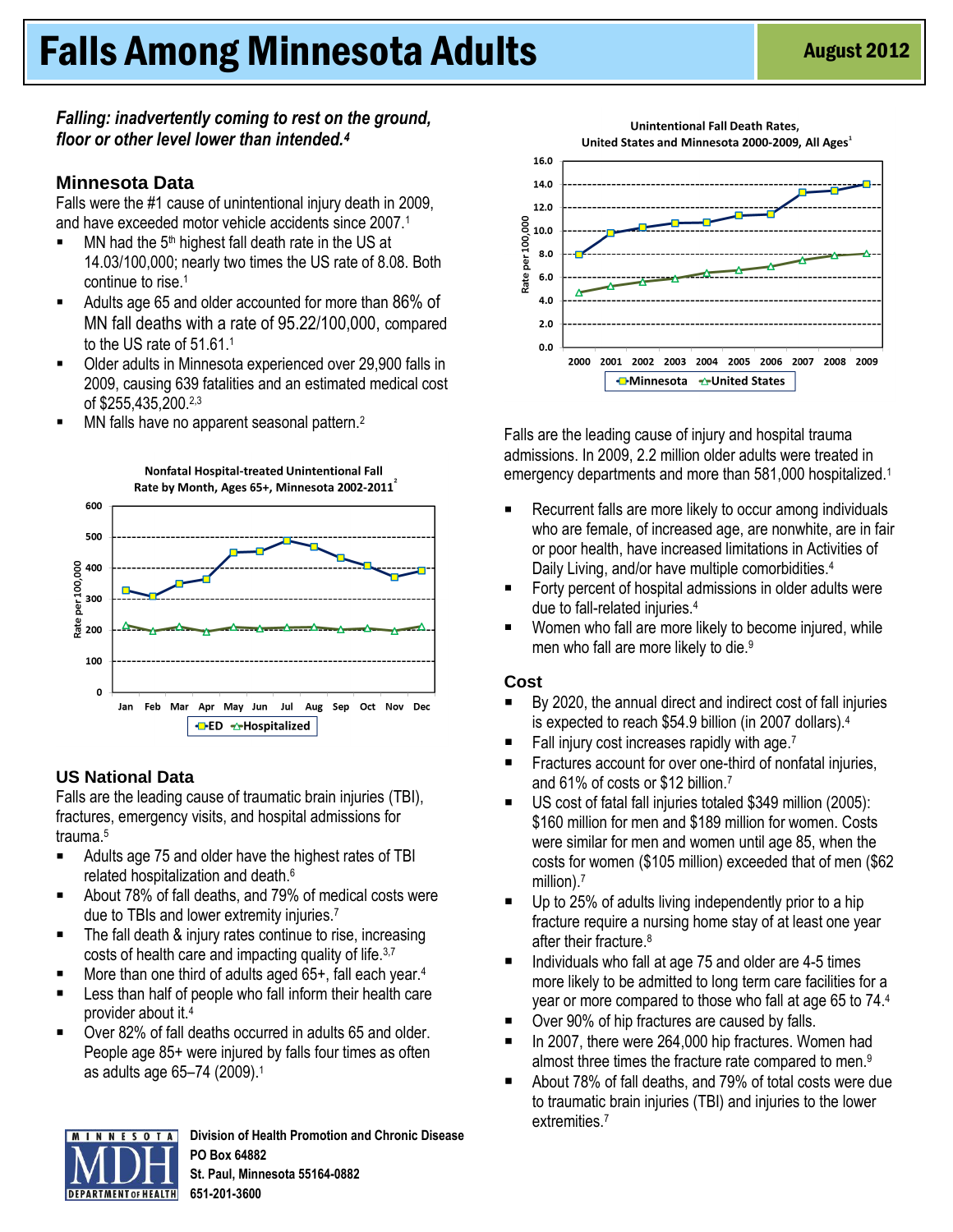# Falls Among Minnesota Adults

**August 2012**

***Falling: inadvertently coming to rest on the ground, floor or other level lower than intended.[4]***

## Minnesota Data

Falls were the #1 cause of unintentional injury death in 2009, and have exceeded motor vehicle accidents since 2007.[1]

- MN had the 5th highest fall death rate in the US at 14.03/100,000; nearly two times the US rate of 8.08. Both continue to rise.[1]
- Adults age 65 and older accounted for more than 86% of MN fall deaths with a rate of 95.22/100,000, compared to the US rate of 51.61.[1]
- Older adults in Minnesota experienced over 29,900 falls in 2009, causing 639 fatalities and an estimated medical cost of $255,435,200.[2,3]
- MN falls have no apparent seasonal pattern.[2]

**Nonfatal Hospital-treated Unintentional Fall Rate by Month, Ages 65+, Minnesota 2002-2011[2]**

**Unintentional Fall Death Rates, United States and Minnesota 2000-2009, All Ages[1]**

## US National Data

Falls are the leading cause of traumatic brain injuries (TBI), fractures, emergency visits, and hospital admissions for trauma.[5]

- Adults age 75 and older have the highest rates of TBI related hospitalization and death.[6]
- About 78% of fall deaths, and 79% of medical costs were due to TBIs and lower extremity injuries.[7]
- The fall death & injury rates continue to rise, increasing costs of health care and impacting quality of life.[3,7]
- More than one third of adults aged 65+, fall each year.[4]
- Less than half of people who fall inform their health care provider about it.[4]
- Over 82% of fall deaths occurred in adults 65 and older. People age 85+ were injured by falls four times as often as adults age 65–74 (2009).[1]

Falls are the leading cause of injury and hospital trauma admissions. In 2009, 2.2 million older adults were treated in emergency departments and more than 581,000 hospitalized.[1]

- Recurrent falls are more likely to occur among individuals who are female, of increased age, are nonwhite, are in fair or poor health, have increased limitations in Activities of Daily Living, and/or have multiple comorbidities.[4]
- Forty percent of hospital admissions in older adults were due to fall-related injuries.[4]
- Women who fall are more likely to become injured, while men who fall are more likely to die.[9]

## Cost

- By 2020, the annual direct and indirect cost of fall injuries is expected to reach $54.9 billion (in 2007 dollars).[4]
- Fall injury cost increases rapidly with age.[7]
- Fractures account for over one-third of nonfatal injuries, and 61% of costs or $12 billion.[7]
- US cost of fatal fall injuries totaled $349 million (2005): $160 million for men and $189 million for women. Costs were similar for men and women until age 85, when the costs for women ($105 million) exceeded that of men ($62 million).[7]
- Up to 25% of adults living independently prior to a hip fracture require a nursing home stay of at least one year after their fracture.[8]
- Individuals who fall at age 75 and older are 4-5 times more likely to be admitted to long term care facilities for a year or more compared to those who fall at age 65 to 74.[4]
- Over 90% of hip fractures are caused by falls.
- In 2007, there were 264,000 hip fractures. Women had almost three times the fracture rate compared to men.[9]
- About 78% of fall deaths, and 79% of total costs were due to traumatic brain injuries (TBI) and injuries to the lower extremities.[7]

Minnesota Department of Health
Division of Health Promotion and Chronic Disease
PO Box 64882
St. Paul, Minnesota 55164-0882
651-201-3600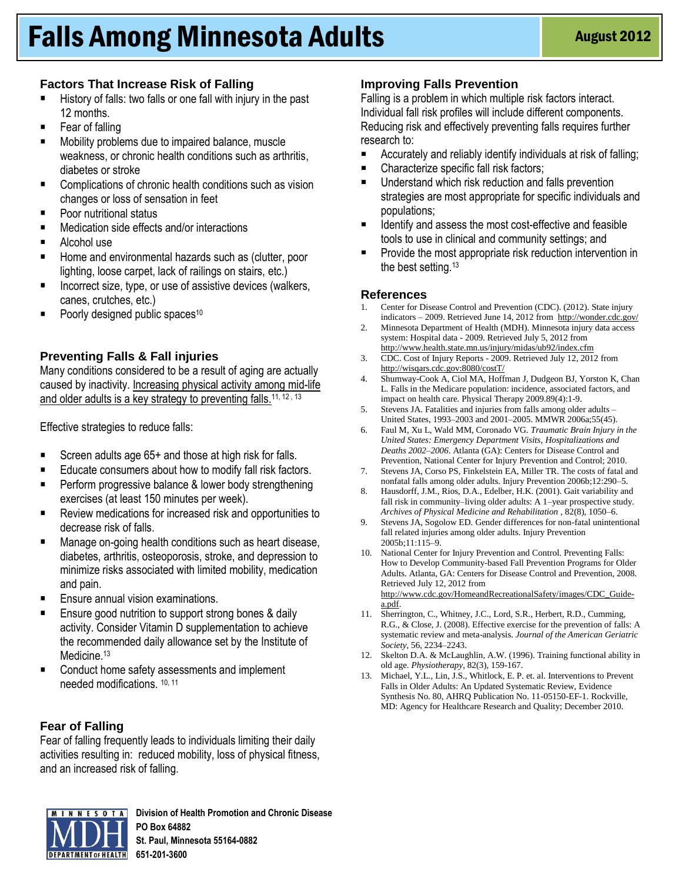# Falls Among Minnesota Adults

August 2012

## Factors That Increase Risk of Falling

- History of falls: two falls or one fall with injury in the past 12 months.
- Fear of falling
- Mobility problems due to impaired balance, muscle weakness, or chronic health conditions such as arthritis, diabetes or stroke
- Complications of chronic health conditions such as vision changes or loss of sensation in feet
- Poor nutritional status
- Medication side effects and/or interactions
- Alcohol use
- Home and environmental hazards such as (clutter, poor lighting, loose carpet, lack of railings on stairs, etc.)
- Incorrect size, type, or use of assistive devices (walkers, canes, crutches, etc.)
- Poorly designed public spaces[10]

## Preventing Falls & Fall injuries

Many conditions considered to be a result of aging are actually caused by inactivity. Increasing physical activity among mid-life and older adults is a key strategy to preventing falls.[11, 12, 13]

Effective strategies to reduce falls:

- Screen adults age 65+ and those at high risk for falls.
- Educate consumers about how to modify fall risk factors.
- Perform progressive balance & lower body strengthening exercises (at least 150 minutes per week).
- Review medications for increased risk and opportunities to decrease risk of falls.
- Manage on-going health conditions such as heart disease, diabetes, arthritis, osteoporosis, stroke, and depression to minimize risks associated with limited mobility, medication and pain.
- Ensure annual vision examinations.
- Ensure good nutrition to support strong bones & daily activity. Consider Vitamin D supplementation to achieve the recommended daily allowance set by the Institute of Medicine.[13]
- Conduct home safety assessments and implement needed modifications.[10, 11]

## Fear of Falling

Fear of falling frequently leads to individuals limiting their daily activities resulting in: reduced mobility, loss of physical fitness, and an increased risk of falling.

## Improving Falls Prevention

Falling is a problem in which multiple risk factors interact. Individual fall risk profiles will include different components. Reducing risk and effectively preventing falls requires further research to:

- Accurately and reliably identify individuals at risk of falling;
- Characterize specific fall risk factors;
- Understand which risk reduction and falls prevention strategies are most appropriate for specific individuals and populations;
- Identify and assess the most cost-effective and feasible tools to use in clinical and community settings; and
- Provide the most appropriate risk reduction intervention in the best setting.[13]

## References

1. Center for Disease Control and Prevention (CDC). (2012). State injury indicators – 2009. Retrieved June 14, 2012 from http://wonder.cdc.gov/
2. Minnesota Department of Health (MDH). Minnesota injury data access system: Hospital data - 2009. Retrieved July 5, 2012 from http://www.health.state.mn.us/injury/midas/ub92/index.cfm
3. CDC. Cost of Injury Reports - 2009. Retrieved July 12, 2012 from http://wisqars.cdc.gov:8080/costT/
4. Shumway-Cook A, Ciol MA, Hoffman J, Dudgeon BJ, Yorston K, Chan L. Falls in the Medicare population: incidence, associated factors, and impact on health care. Physical Therapy 2009.89(4):1-9.
5. Stevens JA. Fatalities and injuries from falls among older adults – United States, 1993–2003 and 2001–2005. MMWR 2006a;55(45).
6. Faul M, Xu L, Wald MM, Coronado VG. *Traumatic Brain Injury in the United States: Emergency Department Visits, Hospitalizations and Deaths 2002–2006*. Atlanta (GA): Centers for Disease Control and Prevention, National Center for Injury Prevention and Control; 2010.
7. Stevens JA, Corso PS, Finkelstein EA, Miller TR. The costs of fatal and nonfatal falls among older adults. Injury Prevention 2006b;12:290–5.
8. Hausdorff, J.M., Rios, D.A., Edelber, H.K. (2001). Gait variability and fall risk in community–living older adults: A 1–year prospective study. *Archives of Physical Medicine and Rehabilitation* , 82(8), 1050–6.
9. Stevens JA, Sogolow ED. Gender differences for non-fatal unintentional fall related injuries among older adults. Injury Prevention 2005b;11:115–9.
10. National Center for Injury Prevention and Control. Preventing Falls: How to Develop Community-based Fall Prevention Programs for Older Adults. Atlanta, GA: Centers for Disease Control and Prevention, 2008. Retrieved July 12, 2012 from http://www.cdc.gov/HomeandRecreationalSafety/images/CDC_Guide-a.pdf.
11. Sherrington, C., Whitney, J.C., Lord, S.R., Herbert, R.D., Cumming, R.G., & Close, J. (2008). Effective exercise for the prevention of falls: A systematic review and meta-analysis. *Journal of the American Geriatric Society*, 56, 2234–2243.
12. Skelton D.A. & McLaughlin, A.W. (1996). Training functional ability in old age. *Physiotherapy*, 82(3), 159-167.
13. Michael, Y.L., Lin, J.S., Whitlock, E. P. et. al. Interventions to Prevent Falls in Older Adults: An Updated Systematic Review, Evidence Synthesis No. 80, AHRQ Publication No. 11-05150-EF-1. Rockville, MD: Agency for Healthcare Research and Quality; December 2010.

MINNESOTA MDH DEPARTMENT OF HEALTH

**Division of Health Promotion and Chronic Disease**
**PO Box 64882**
**St. Paul, Minnesota 55164-0882**
**651-201-3600**